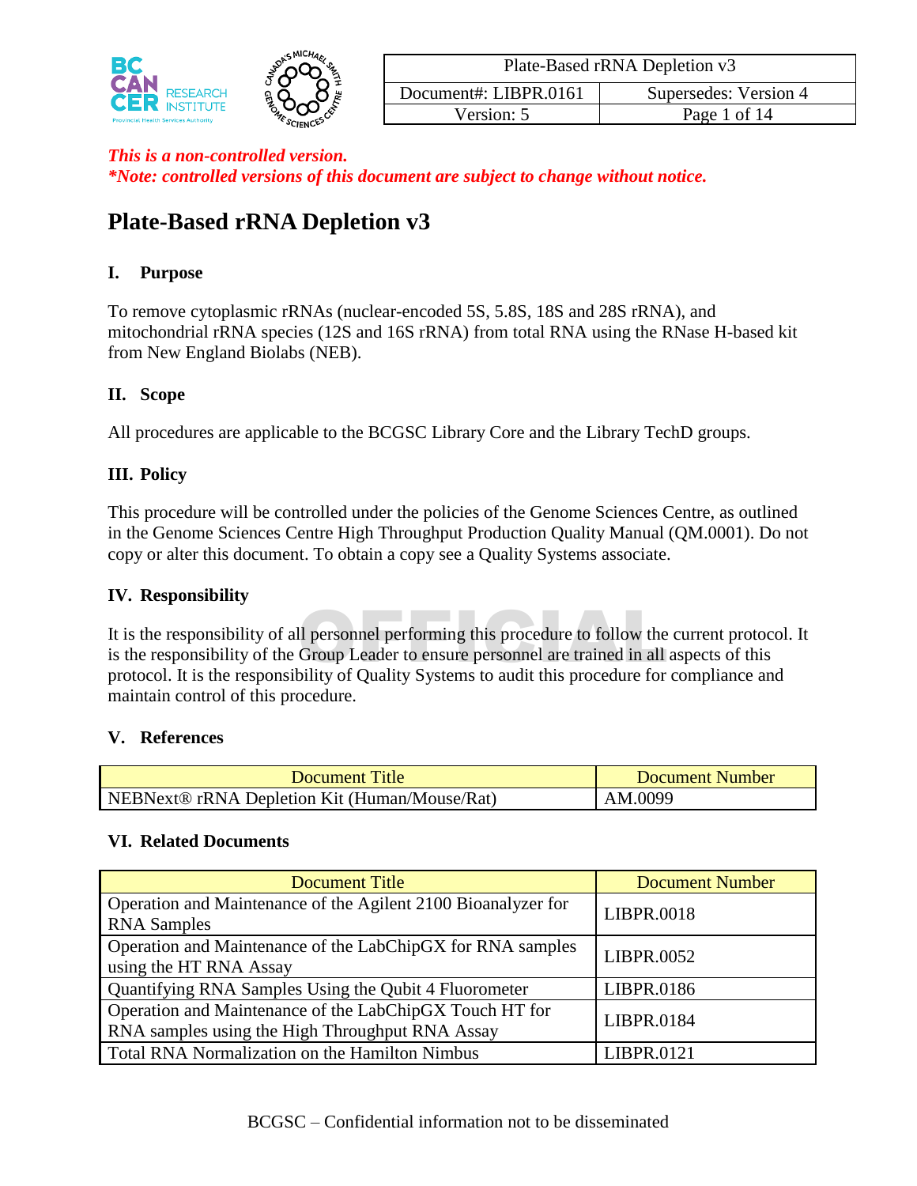*This is a non-controlled version.*
*\*Note: controlled versions of this document are subject to change without notice.*

# Plate-Based rRNA Depletion v3

## I. Purpose

To remove cytoplasmic rRNAs (nuclear-encoded 5S, 5.8S, 18S and 28S rRNA), and mitochondrial rRNA species (12S and 16S rRNA) from total RNA using the RNase H-based kit from New England Biolabs (NEB).

## II. Scope

All procedures are applicable to the BCGSC Library Core and the Library TechD groups.

## III. Policy

This procedure will be controlled under the policies of the Genome Sciences Centre, as outlined in the Genome Sciences Centre High Throughput Production Quality Manual (QM.0001). Do not copy or alter this document. To obtain a copy see a Quality Systems associate.

## IV. Responsibility

It is the responsibility of all personnel performing this procedure to follow the current protocol. It is the responsibility of the Group Leader to ensure personnel are trained in all aspects of this protocol. It is the responsibility of Quality Systems to audit this procedure for compliance and maintain control of this procedure.

## V. References

| Document Title | Document Number |
|---|---|
| NEBNext® rRNA Depletion Kit (Human/Mouse/Rat) | AM.0099 |

## VI. Related Documents

| Document Title | Document Number |
|---|---|
| Operation and Maintenance of the Agilent 2100 Bioanalyzer for RNA Samples | LIBPR.0018 |
| Operation and Maintenance of the LabChipGX for RNA samples using the HT RNA Assay | LIBPR.0052 |
| Quantifying RNA Samples Using the Qubit 4 Fluorometer | LIBPR.0186 |
| Operation and Maintenance of the LabChipGX Touch HT for RNA samples using the High Throughput RNA Assay | LIBPR.0184 |
| Total RNA Normalization on the Hamilton Nimbus | LIBPR.0121 |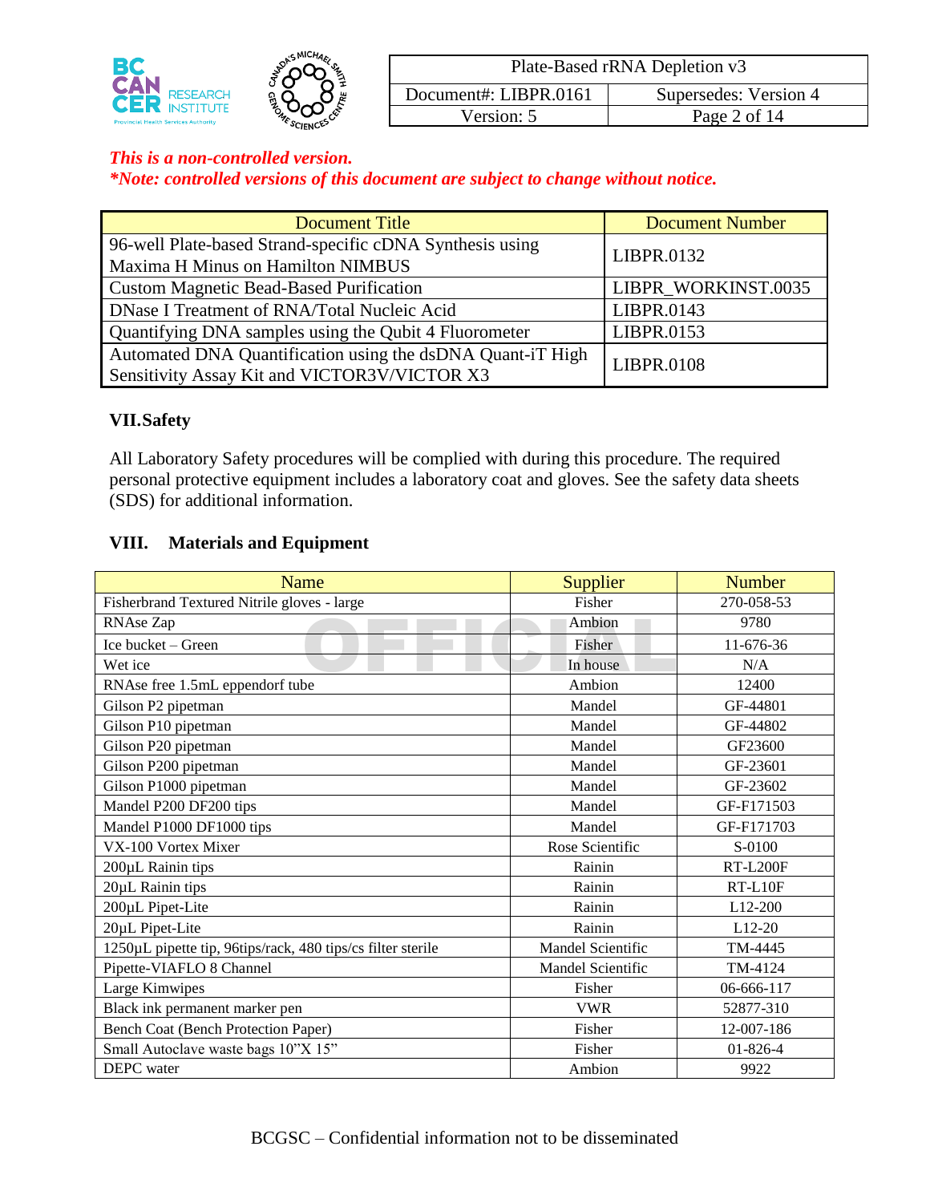*This is a non-controlled version.*
*\*Note: controlled versions of this document are subject to change without notice.*

| Document Title | Document Number |
| --- | --- |
| 96-well Plate-based Strand-specific cDNA Synthesis using Maxima H Minus on Hamilton NIMBUS | LIBPR.0132 |
| Custom Magnetic Bead-Based Purification | LIBPR_WORKINST.0035 |
| DNase I Treatment of RNA/Total Nucleic Acid | LIBPR.0143 |
| Quantifying DNA samples using the Qubit 4 Fluorometer | LIBPR.0153 |
| Automated DNA Quantification using the dsDNA Quant-iT High Sensitivity Assay Kit and VICTOR3V/VICTOR X3 | LIBPR.0108 |

## VII. Safety

All Laboratory Safety procedures will be complied with during this procedure. The required personal protective equipment includes a laboratory coat and gloves. See the safety data sheets (SDS) for additional information.

## VIII. Materials and Equipment

| Name | Supplier | Number |
| --- | --- | --- |
| Fisherbrand Textured Nitrile gloves - large | Fisher | 270-058-53 |
| RNAse Zap | Ambion | 9780 |
| Ice bucket – Green | Fisher | 11-676-36 |
| Wet ice | In house | N/A |
| RNAse free 1.5mL eppendorf tube | Ambion | 12400 |
| Gilson P2 pipetman | Mandel | GF-44801 |
| Gilson P10 pipetman | Mandel | GF-44802 |
| Gilson P20 pipetman | Mandel | GF23600 |
| Gilson P200 pipetman | Mandel | GF-23601 |
| Gilson P1000 pipetman | Mandel | GF-23602 |
| Mandel P200 DF200 tips | Mandel | GF-F171503 |
| Mandel P1000 DF1000 tips | Mandel | GF-F171703 |
| VX-100 Vortex Mixer | Rose Scientific | S-0100 |
| 200µL Rainin tips | Rainin | RT-L200F |
| 20µL Rainin tips | Rainin | RT-L10F |
| 200µL Pipet-Lite | Rainin | L12-200 |
| 20µL Pipet-Lite | Rainin | L12-20 |
| 1250µL pipette tip, 96tips/rack, 480 tips/cs filter sterile | Mandel Scientific | TM-4445 |
| Pipette-VIAFLO 8 Channel | Mandel Scientific | TM-4124 |
| Large Kimwipes | Fisher | 06-666-117 |
| Black ink permanent marker pen | VWR | 52877-310 |
| Bench Coat (Bench Protection Paper) | Fisher | 12-007-186 |
| Small Autoclave waste bags 10"X 15" | Fisher | 01-826-4 |
| DEPC water | Ambion | 9922 |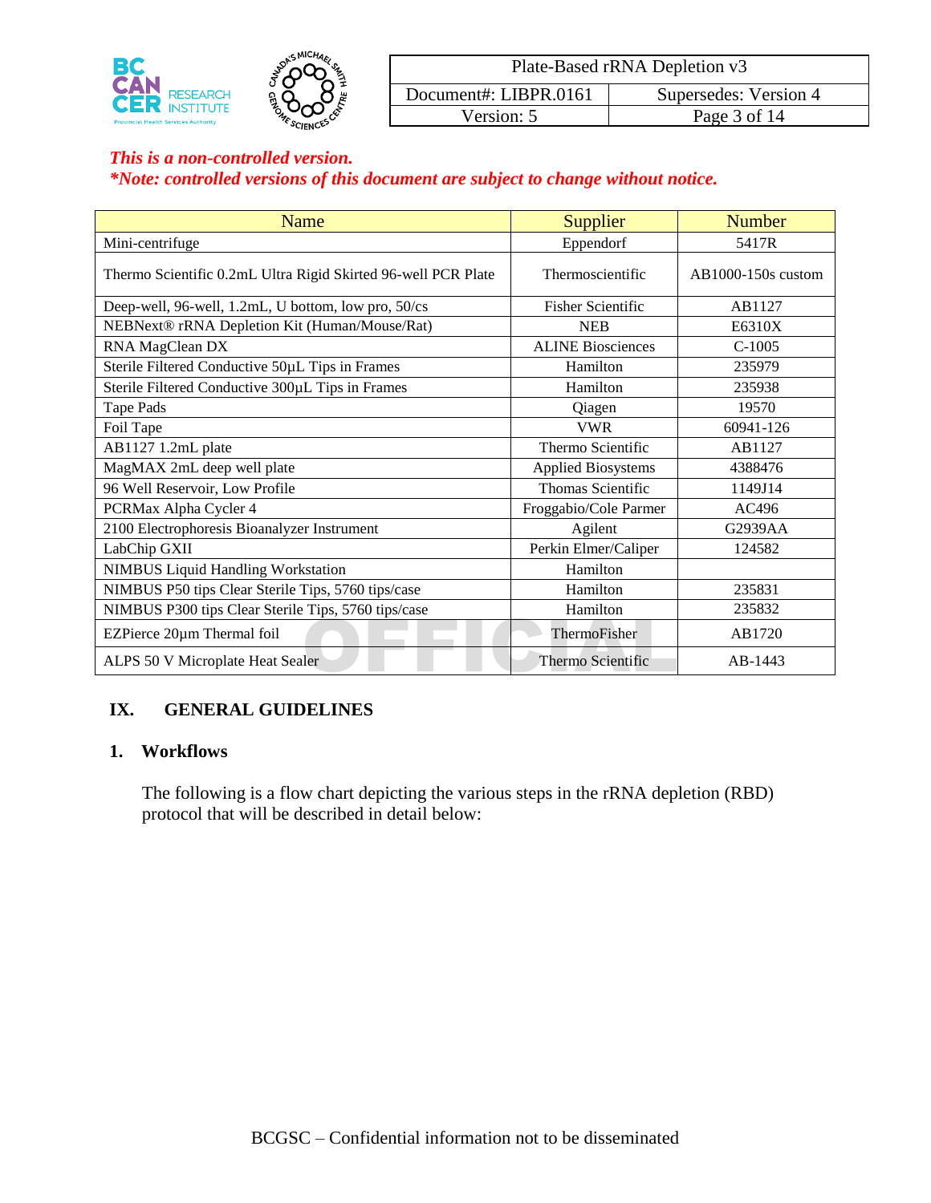*This is a non-controlled version.*
*\*Note: controlled versions of this document are subject to change without notice.*

| Name | Supplier | Number |
| --- | --- | --- |
| Mini-centrifuge | Eppendorf | 5417R |
| Thermo Scientific 0.2mL Ultra Rigid Skirted 96-well PCR Plate | Thermoscientific | AB1000-150s custom |
| Deep-well, 96-well, 1.2mL, U bottom, low pro, 50/cs | Fisher Scientific | AB1127 |
| NEBNext® rRNA Depletion Kit (Human/Mouse/Rat) | NEB | E6310X |
| RNA MagClean DX | ALINE Biosciences | C-1005 |
| Sterile Filtered Conductive 50µL Tips in Frames | Hamilton | 235979 |
| Sterile Filtered Conductive 300µL Tips in Frames | Hamilton | 235938 |
| Tape Pads | Qiagen | 19570 |
| Foil Tape | VWR | 60941-126 |
| AB1127 1.2mL plate | Thermo Scientific | AB1127 |
| MagMAX 2mL deep well plate | Applied Biosystems | 4388476 |
| 96 Well Reservoir, Low Profile | Thomas Scientific | 1149J14 |
| PCRMax Alpha Cycler 4 | Froggabio/Cole Parmer | AC496 |
| 2100 Electrophoresis Bioanalyzer Instrument | Agilent | G2939AA |
| LabChip GXII | Perkin Elmer/Caliper | 124582 |
| NIMBUS Liquid Handling Workstation | Hamilton | |
| NIMBUS P50 tips Clear Sterile Tips, 5760 tips/case | Hamilton | 235831 |
| NIMBUS P300 tips Clear Sterile Tips, 5760 tips/case | Hamilton | 235832 |
| EZPierce 20µm Thermal foil | ThermoFisher | AB1720 |
| ALPS 50 V Microplate Heat Sealer | Thermo Scientific | AB-1443 |

## IX. GENERAL GUIDELINES

### 1. Workflows

The following is a flow chart depicting the various steps in the rRNA depletion (RBD) protocol that will be described in detail below: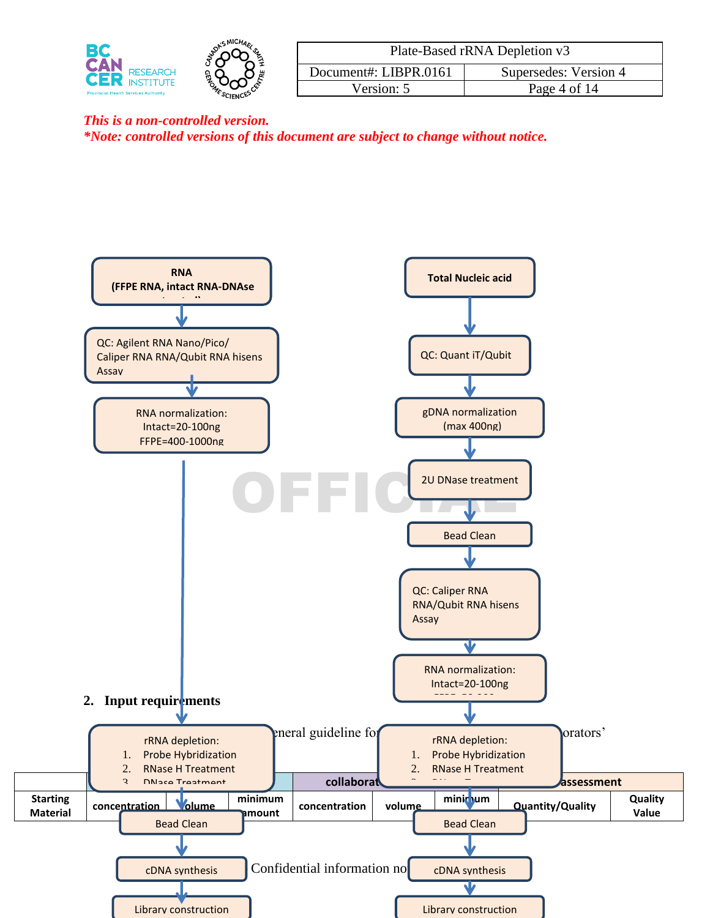*This is a non-controlled version.*
***Note: controlled versions of this document are subject to change without notice.***

**RNA**
**(FFPE RNA, intact RNA-DNAse treated)**

QC: Agilent RNA Nano/Pico/ Caliper RNA RNA/Qubit RNA hisens Assay

RNA normalization:
Intact=20-100ng
FFPE=400-1000ng

rRNA depletion:
1. Probe Hybridization
2. RNase H Treatment
3. DNase Treatment

Bead Clean

cDNA synthesis

Library construction

**Total Nucleic acid**

QC: Quant iT/Qubit

gDNA normalization (max 400ng)

2U DNase treatment

Bead Clean

QC: Caliper RNA RNA/Qubit RNA hisens Assay

RNA normalization:
Intact=20-100ng

rRNA depletion:
1. Probe Hybridization
2. RNase H Treatment

Bead Clean

cDNA synthesis

Library construction

OFFICIAL

## 2. Input requirements

...eneral guideline for ... orators'

| | | | | collaborat... | | | assessment | |
|---|---|---|---|---|---|---|---|---|
| Starting Material | concentration | volume | minimum amount | concentration | volume | minimum | Quantity/Quality | Quality Value |

Confidential information no...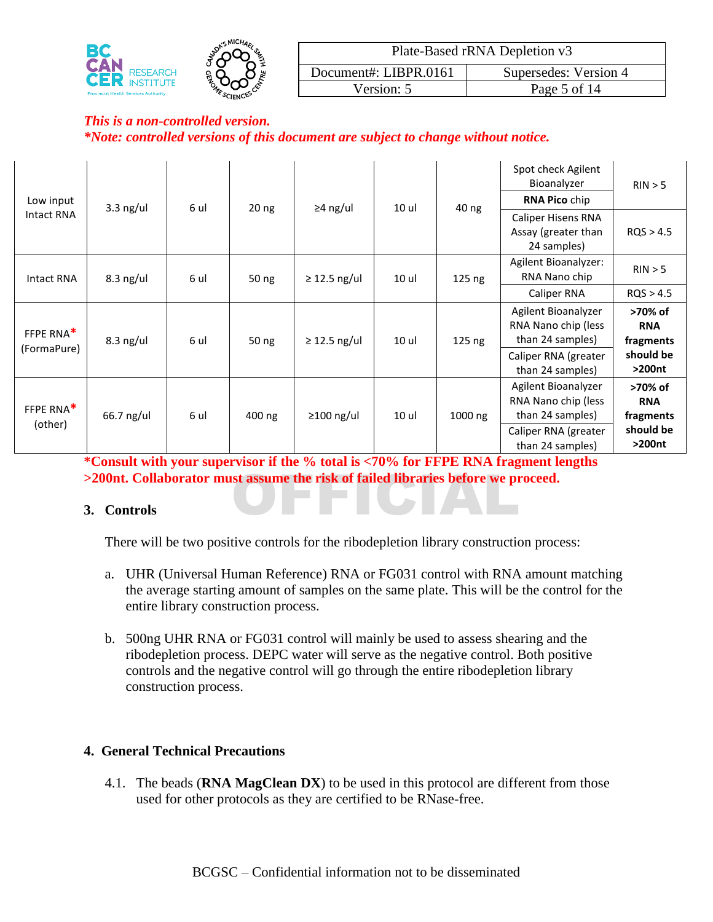*This is a non-controlled version.*
***Note: controlled versions of this document are subject to change without notice.***

| | | | | | | | | |
|---|---|---|---|---|---|---|---|---|
| Low input Intact RNA | 3.3 ng/ul | 6 ul | 20 ng | ≥4 ng/ul | 10 ul | 40 ng | Spot check Agilent Bioanalyzer | RIN > 5 |
| | | | | | | | **RNA Pico** chip | |
| | | | | | | | Caliper Hisens RNA Assay (greater than 24 samples) | RQS > 4.5 |
| Intact RNA | 8.3 ng/ul | 6 ul | 50 ng | ≥ 12.5 ng/ul | 10 ul | 125 ng | Agilent Bioanalyzer: RNA Nano chip | RIN > 5 |
| | | | | | | | Caliper RNA | RQS > 4.5 |
| FFPE RNA* (FormaPure) | 8.3 ng/ul | 6 ul | 50 ng | ≥ 12.5 ng/ul | 10 ul | 125 ng | Agilent Bioanalyzer RNA Nano chip (less than 24 samples) | **>70% of RNA fragments should be >200nt** |
| | | | | | | | Caliper RNA (greater than 24 samples) | |
| FFPE RNA* (other) | 66.7 ng/ul | 6 ul | 400 ng | ≥100 ng/ul | 10 ul | 1000 ng | Agilent Bioanalyzer RNA Nano chip (less than 24 samples) | **>70% of RNA fragments should be >200nt** |
| | | | | | | | Caliper RNA (greater than 24 samples) | |

***Consult with your supervisor if the % total is <70% for FFPE RNA fragment lengths >200nt. Collaborator must assume the risk of failed libraries before we proceed.**

## 3. Controls

There will be two positive controls for the ribodepletion library construction process:

a. UHR (Universal Human Reference) RNA or FG031 control with RNA amount matching the average starting amount of samples on the same plate. This will be the control for the entire library construction process.

b. 500ng UHR RNA or FG031 control will mainly be used to assess shearing and the ribodepletion process. DEPC water will serve as the negative control. Both positive controls and the negative control will go through the entire ribodepletion library construction process.

## 4. General Technical Precautions

4.1. The beads (**RNA MagClean DX**) to be used in this protocol are different from those used for other protocols as they are certified to be RNase-free.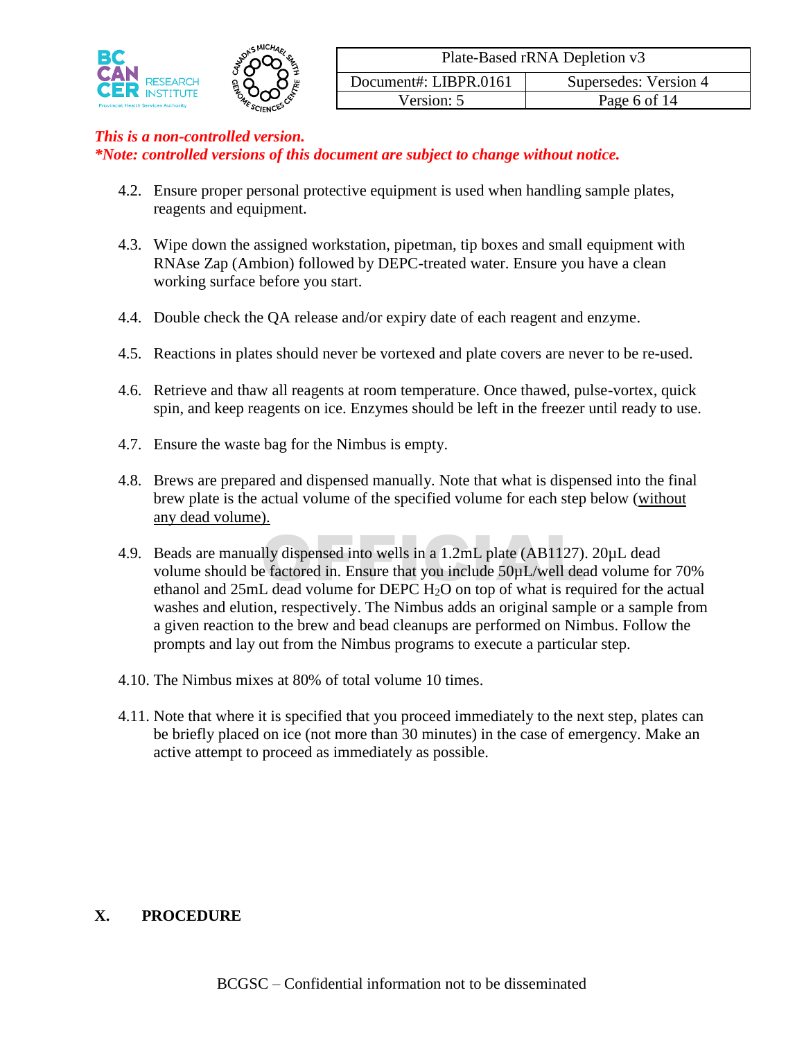*This is a non-controlled version.*
***Note: controlled versions of this document are subject to change without notice.***

4.2. Ensure proper personal protective equipment is used when handling sample plates, reagents and equipment.

4.3. Wipe down the assigned workstation, pipetman, tip boxes and small equipment with RNAse Zap (Ambion) followed by DEPC-treated water. Ensure you have a clean working surface before you start.

4.4. Double check the QA release and/or expiry date of each reagent and enzyme.

4.5. Reactions in plates should never be vortexed and plate covers are never to be re-used.

4.6. Retrieve and thaw all reagents at room temperature. Once thawed, pulse-vortex, quick spin, and keep reagents on ice. Enzymes should be left in the freezer until ready to use.

4.7. Ensure the waste bag for the Nimbus is empty.

4.8. Brews are prepared and dispensed manually. Note that what is dispensed into the final brew plate is the actual volume of the specified volume for each step below (without any dead volume).

4.9. Beads are manually dispensed into wells in a 1.2mL plate (AB1127). 20µL dead volume should be factored in. Ensure that you include 50µL/well dead volume for 70% ethanol and 25mL dead volume for DEPC $H_2O$ on top of what is required for the actual washes and elution, respectively. The Nimbus adds an original sample or a sample from a given reaction to the brew and bead cleanups are performed on Nimbus. Follow the prompts and lay out from the Nimbus programs to execute a particular step.

4.10. The Nimbus mixes at 80% of total volume 10 times.

4.11. Note that where it is specified that you proceed immediately to the next step, plates can be briefly placed on ice (not more than 30 minutes) in the case of emergency. Make an active attempt to proceed as immediately as possible.

## X. PROCEDURE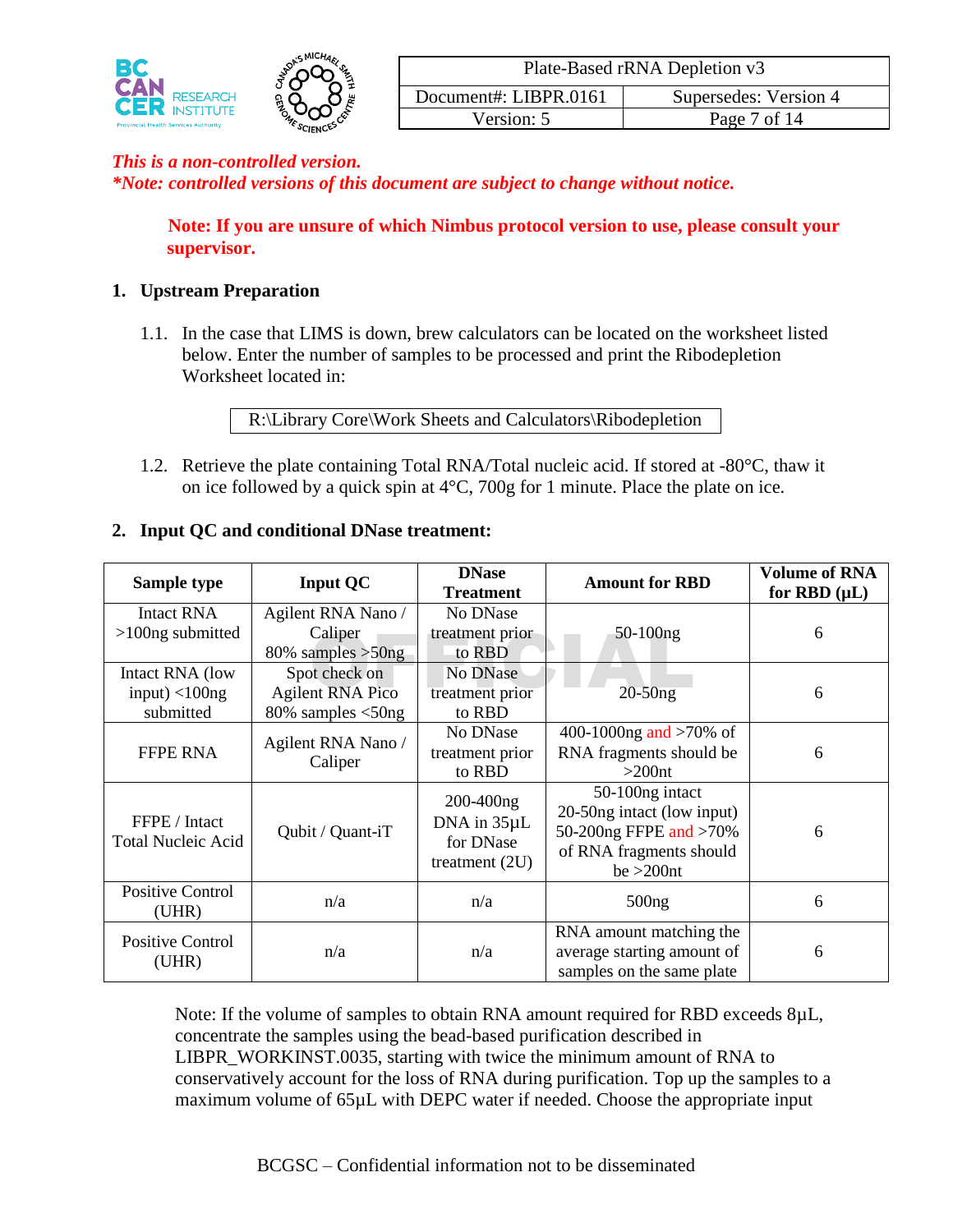*This is a non-controlled version.*
*\*Note: controlled versions of this document are subject to change without notice.*

**Note: If you are unsure of which Nimbus protocol version to use, please consult your supervisor.**

## 1. Upstream Preparation

1.1. In the case that LIMS is down, brew calculators can be located on the worksheet listed below. Enter the number of samples to be processed and print the Ribodepletion Worksheet located in:

| R:\Library Core\Work Sheets and Calculators\Ribodepletion |
|---|

1.2. Retrieve the plate containing Total RNA/Total nucleic acid. If stored at -80°C, thaw it on ice followed by a quick spin at 4°C, 700g for 1 minute. Place the plate on ice.

## 2. Input QC and conditional DNase treatment:

| Sample type | Input QC | DNase Treatment | Amount for RBD | Volume of RNA for RBD (µL) |
|---|---|---|---|---|
| Intact RNA >100ng submitted | Agilent RNA Nano / Caliper 80% samples >50ng | No DNase treatment prior to RBD | 50-100ng | 6 |
| Intact RNA (low input) <100ng submitted | Spot check on Agilent RNA Pico 80% samples <50ng | No DNase treatment prior to RBD | 20-50ng | 6 |
| FFPE RNA | Agilent RNA Nano / Caliper | No DNase treatment prior to RBD | 400-1000ng and >70% of RNA fragments should be >200nt | 6 |
| FFPE / Intact Total Nucleic Acid | Qubit / Quant-iT | 200-400ng DNA in 35µL for DNase treatment (2U) | 50-100ng intact 20-50ng intact (low input) 50-200ng FFPE and >70% of RNA fragments should be >200nt | 6 |
| Positive Control (UHR) | n/a | n/a | 500ng | 6 |
| Positive Control (UHR) | n/a | n/a | RNA amount matching the average starting amount of samples on the same plate | 6 |

Note: If the volume of samples to obtain RNA amount required for RBD exceeds 8µL, concentrate the samples using the bead-based purification described in LIBPR_WORKINST.0035, starting with twice the minimum amount of RNA to conservatively account for the loss of RNA during purification. Top up the samples to a maximum volume of 65µL with DEPC water if needed. Choose the appropriate input

BCGSC – Confidential information not to be disseminated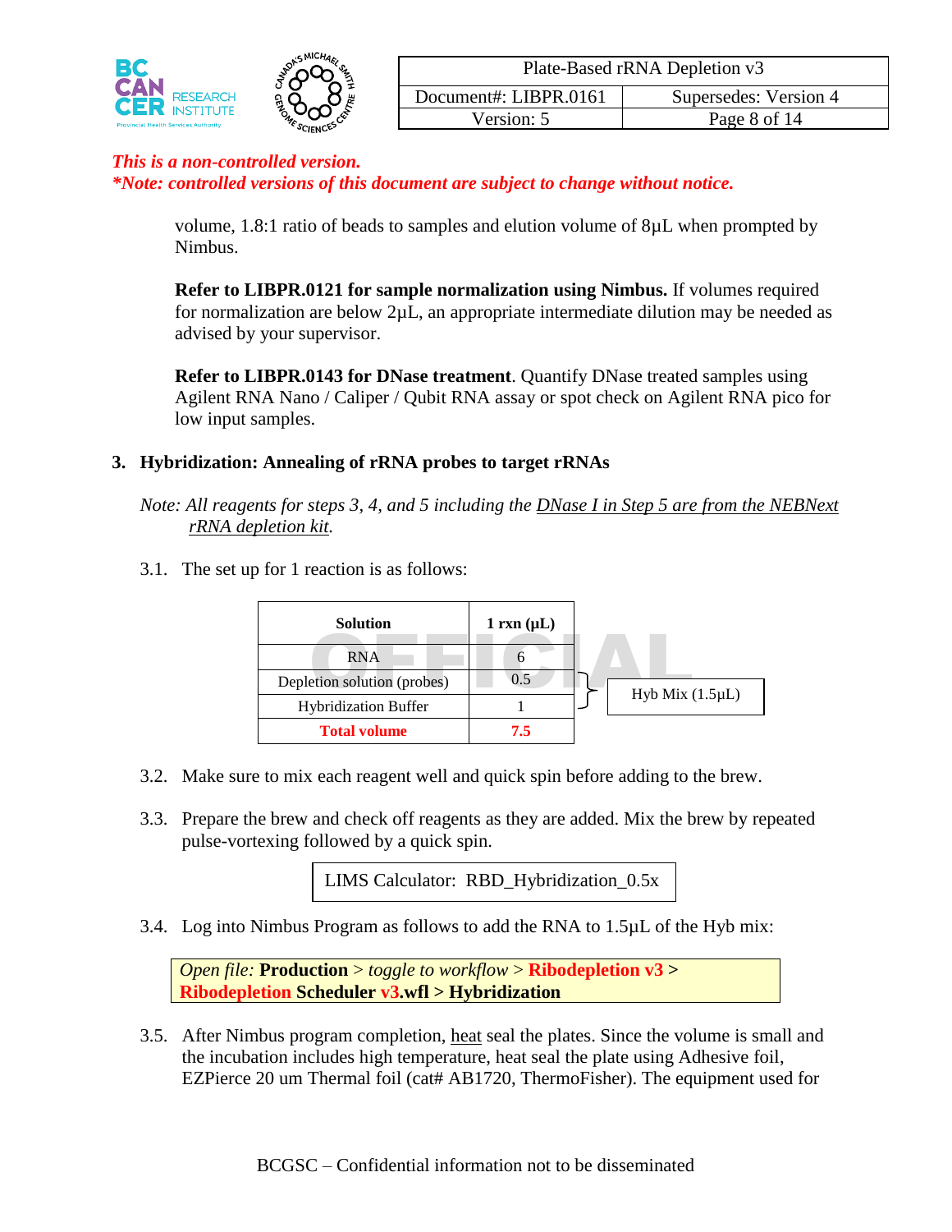*This is a non-controlled version.*
*\*Note: controlled versions of this document are subject to change without notice.*

volume, 1.8:1 ratio of beads to samples and elution volume of 8µL when prompted by Nimbus.

**Refer to LIBPR.0121 for sample normalization using Nimbus.** If volumes required for normalization are below 2µL, an appropriate intermediate dilution may be needed as advised by your supervisor.

**Refer to LIBPR.0143 for DNase treatment**. Quantify DNase treated samples using Agilent RNA Nano / Caliper / Qubit RNA assay or spot check on Agilent RNA pico for low input samples.

## 3. Hybridization: Annealing of rRNA probes to target rRNAs

*Note: All reagents for steps 3, 4, and 5 including the DNase I in Step 5 are from the NEBNext rRNA depletion kit.*

3.1. The set up for 1 reaction is as follows:

| Solution | 1 rxn (µL) | |
|---|---|---|
| RNA | 6 | |
| Depletion solution (probes) | 0.5 | Hyb Mix (1.5µL) |
| Hybridization Buffer | 1 | |
| **Total volume** | **7.5** | |

3.2. Make sure to mix each reagent well and quick spin before adding to the brew.

3.3. Prepare the brew and check off reagents as they are added. Mix the brew by repeated pulse-vortexing followed by a quick spin.

LIMS Calculator: RBD_Hybridization_0.5x

3.4. Log into Nimbus Program as follows to add the RNA to 1.5µL of the Hyb mix:

*Open file:* **Production** > *toggle to workflow* > **Ribodepletion v3 > Ribodepletion Scheduler v3.wfl > Hybridization**

3.5. After Nimbus program completion, heat seal the plates. Since the volume is small and the incubation includes high temperature, heat seal the plate using Adhesive foil, EZPierce 20 um Thermal foil (cat# AB1720, ThermoFisher). The equipment used for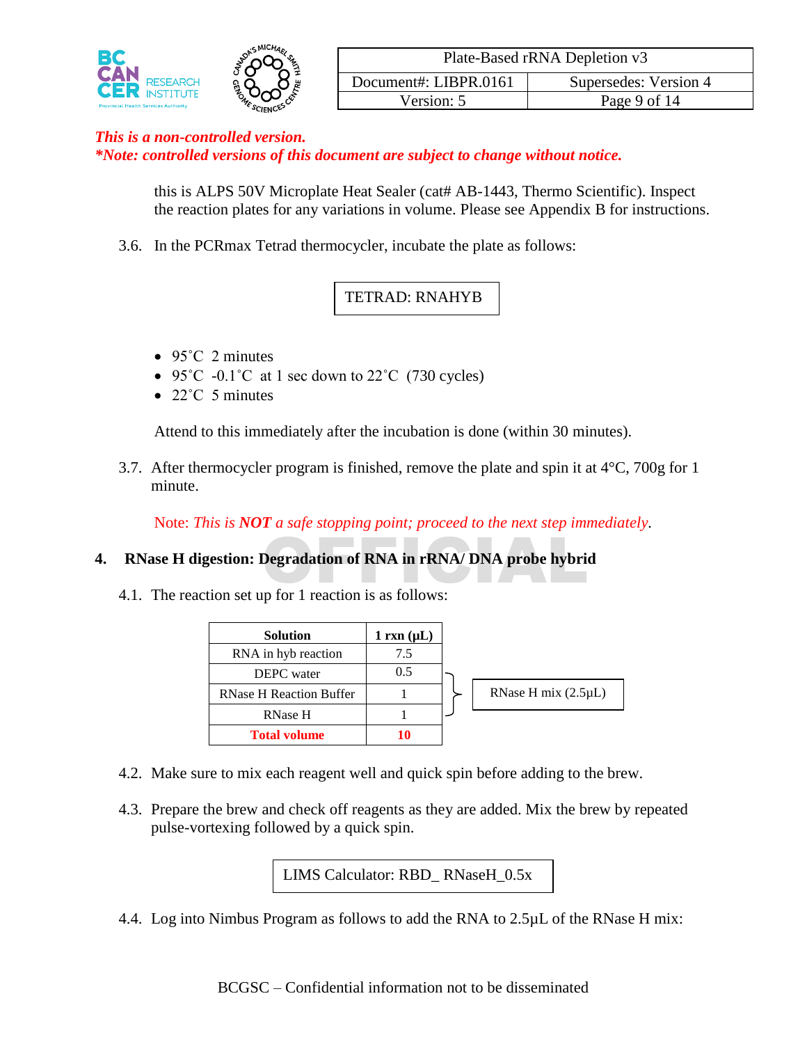*This is a non-controlled version.*
*\*Note: controlled versions of this document are subject to change without notice.*

this is ALPS 50V Microplate Heat Sealer (cat# AB-1443, Thermo Scientific). Inspect the reaction plates for any variations in volume. Please see Appendix B for instructions.

3.6. In the PCRmax Tetrad thermocycler, incubate the plate as follows:

| TETRAD: RNAHYB |
|---|

- 95˚C 2 minutes
- 95˚C -0.1˚C at 1 sec down to 22˚C (730 cycles)
- 22˚C 5 minutes

Attend to this immediately after the incubation is done (within 30 minutes).

3.7. After thermocycler program is finished, remove the plate and spin it at 4°C, 700g for 1 minute.

Note: *This is **NOT** a safe stopping point; proceed to the next step immediately.*

## 4. RNase H digestion: Degradation of RNA in rRNA/ DNA probe hybrid

4.1. The reaction set up for 1 reaction is as follows:

| Solution | 1 rxn (µL) | |
|---|---|---|
| RNA in hyb reaction | 7.5 | |
| DEPC water | 0.5 | RNase H mix (2.5µL) |
| RNase H Reaction Buffer | 1 | RNase H mix (2.5µL) |
| RNase H | 1 | RNase H mix (2.5µL) |
| **Total volume** | **10** | |

4.2. Make sure to mix each reagent well and quick spin before adding to the brew.

4.3. Prepare the brew and check off reagents as they are added. Mix the brew by repeated pulse-vortexing followed by a quick spin.

| LIMS Calculator: RBD_ RNaseH_0.5x |
|---|

4.4. Log into Nimbus Program as follows to add the RNA to 2.5µL of the RNase H mix:

BCGSC – Confidential information not to be disseminated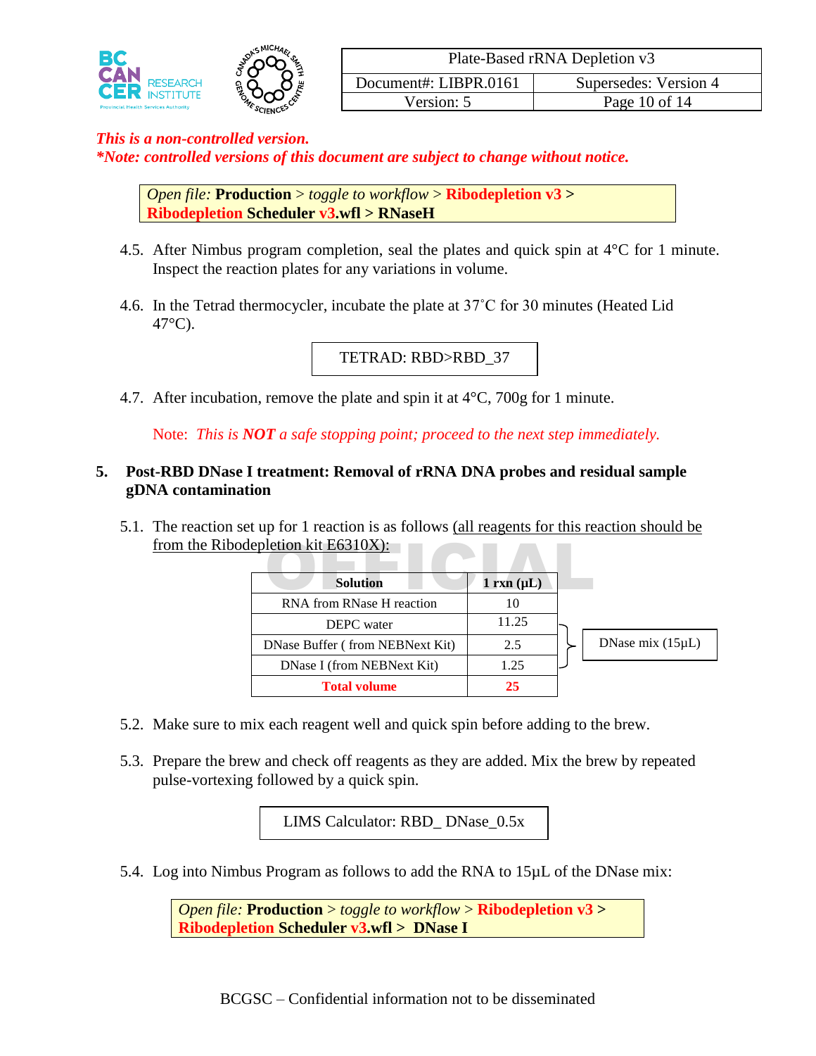*This is a non-controlled version.*
*\*Note: controlled versions of this document are subject to change without notice.*

*Open file:* **Production** > *toggle to workflow* > **Ribodepletion v3 > Ribodepletion Scheduler v3.wfl > RNaseH**

4.5. After Nimbus program completion, seal the plates and quick spin at 4°C for 1 minute. Inspect the reaction plates for any variations in volume.

4.6. In the Tetrad thermocycler, incubate the plate at 37˚C for 30 minutes (Heated Lid 47°C).

TETRAD: RBD>RBD_37

4.7. After incubation, remove the plate and spin it at 4°C, 700g for 1 minute.

Note: *This is **NOT** a safe stopping point; proceed to the next step immediately.*

## 5. Post-RBD DNase I treatment: Removal of rRNA DNA probes and residual sample gDNA contamination

5.1. The reaction set up for 1 reaction is as follows (all reagents for this reaction should be from the Ribodepletion kit E6310X):

| Solution | 1 rxn (µL) | |
|---|---|---|
| RNA from RNase H reaction | 10 | |
| DEPC water | 11.25 | DNase mix (15µL) |
| DNase Buffer ( from NEBNext Kit) | 2.5 | DNase mix (15µL) |
| DNase I (from NEBNext Kit) | 1.25 | DNase mix (15µL) |
| **Total volume** | **25** | |

5.2. Make sure to mix each reagent well and quick spin before adding to the brew.

5.3. Prepare the brew and check off reagents as they are added. Mix the brew by repeated pulse-vortexing followed by a quick spin.

LIMS Calculator: RBD_ DNase_0.5x

5.4. Log into Nimbus Program as follows to add the RNA to 15µL of the DNase mix:

*Open file:* **Production** > *toggle to workflow* > **Ribodepletion v3 > Ribodepletion Scheduler v3.wfl > DNase I**

BCGSC – Confidential information not to be disseminated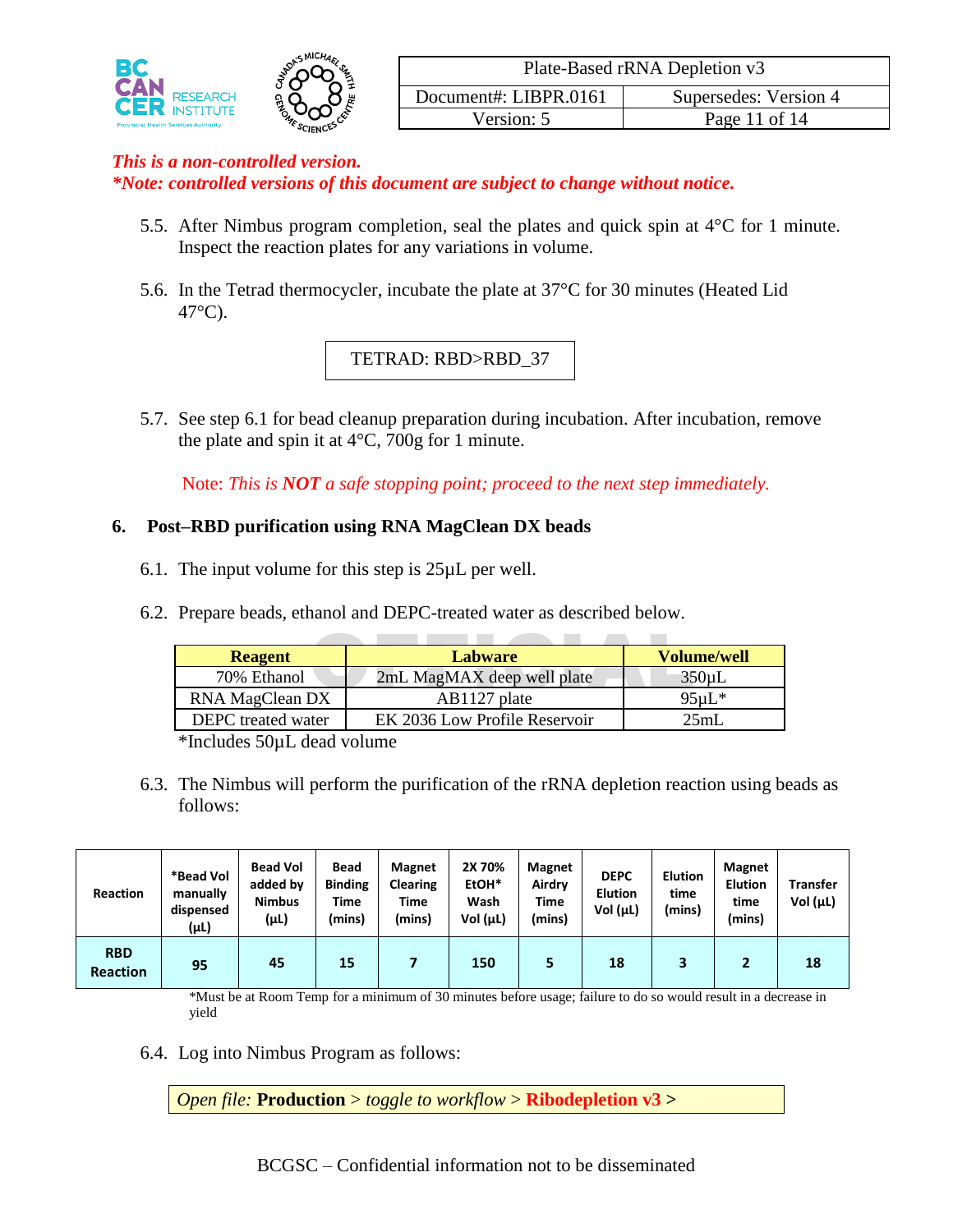*This is a non-controlled version.*
***Note: controlled versions of this document are subject to change without notice.***

5.5. After Nimbus program completion, seal the plates and quick spin at 4°C for 1 minute. Inspect the reaction plates for any variations in volume.

5.6. In the Tetrad thermocycler, incubate the plate at 37°C for 30 minutes (Heated Lid 47°C).

| TETRAD: RBD>RBD_37 |
|---|

5.7. See step 6.1 for bead cleanup preparation during incubation. After incubation, remove the plate and spin it at 4°C, 700g for 1 minute.

Note: *This is **NOT** a safe stopping point; proceed to the next step immediately.*

## 6. Post–RBD purification using RNA MagClean DX beads

6.1. The input volume for this step is 25µL per well.

6.2. Prepare beads, ethanol and DEPC-treated water as described below.

| Reagent | Labware | Volume/well |
|---|---|---|
| 70% Ethanol | 2mL MagMAX deep well plate | 350µL |
| RNA MagClean DX | AB1127 plate | 95µL* |
| DEPC treated water | EK 2036 Low Profile Reservoir | 25mL |

*Includes 50µL dead volume

6.3. The Nimbus will perform the purification of the rRNA depletion reaction using beads as follows:

| Reaction | *Bead Vol manually dispensed (µL) | Bead Vol added by Nimbus (µL) | Bead Binding Time (mins) | Magnet Clearing Time (mins) | 2X 70% EtOH* Wash Vol (µL) | Magnet Airdry Time (mins) | DEPC Elution Vol (µL) | Elution time (mins) | Magnet Elution time (mins) | Transfer Vol (µL) |
|---|---|---|---|---|---|---|---|---|---|---|
| **RBD Reaction** | 95 | 45 | 15 | 7 | 150 | 5 | 18 | 3 | 2 | 18 |

*Must be at Room Temp for a minimum of 30 minutes before usage; failure to do so would result in a decrease in yield

6.4. Log into Nimbus Program as follows:

| *Open file:* **Production** > *toggle to workflow* > **Ribodepletion v3 >** |
|---|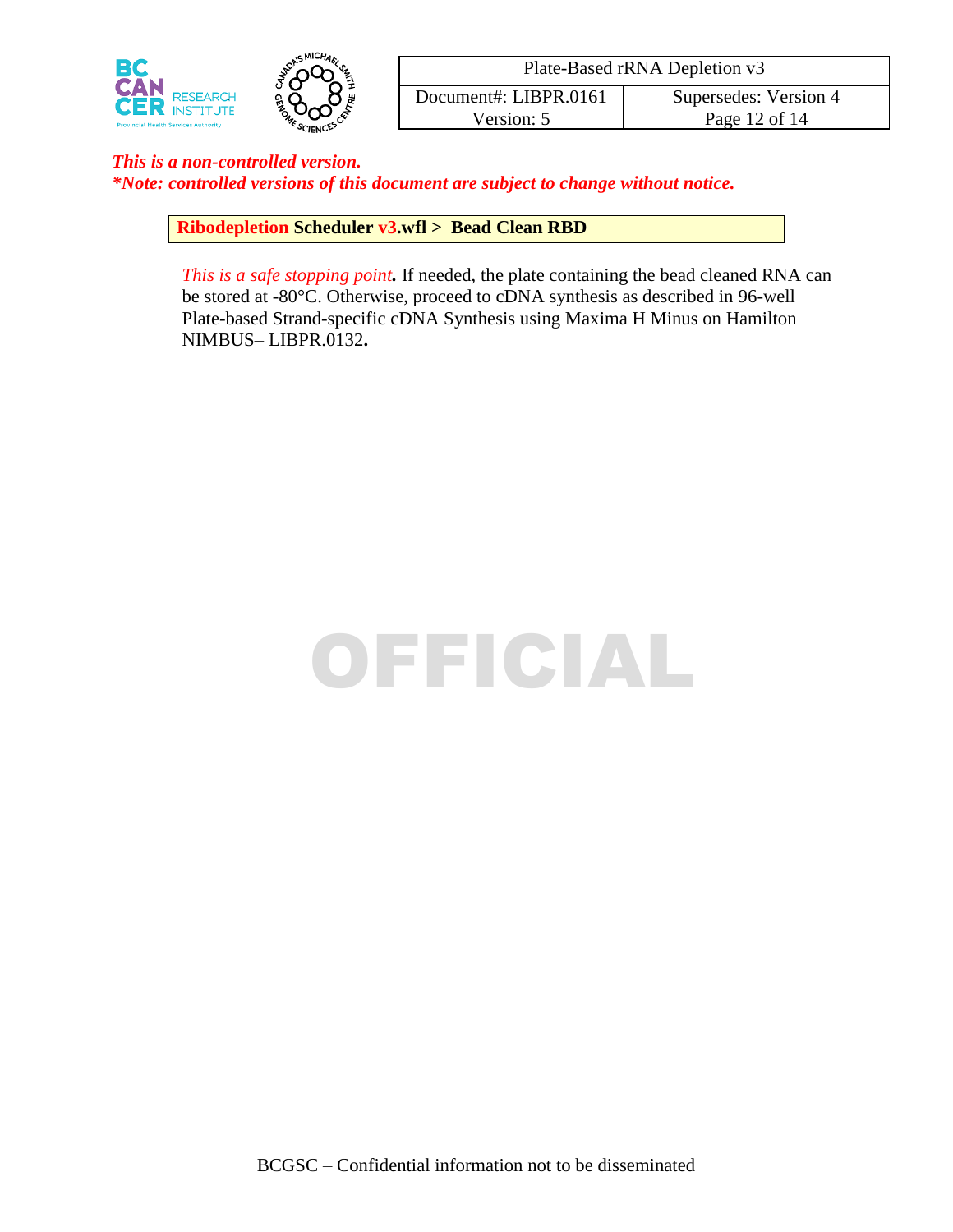*This is a non-controlled version.*
*\*Note: controlled versions of this document are subject to change without notice.*

**Ribodepletion Scheduler v3.wfl > Bead Clean RBD**

*This is a safe stopping point.* If needed, the plate containing the bead cleaned RNA can be stored at -80°C. Otherwise, proceed to cDNA synthesis as described in 96-well Plate-based Strand-specific cDNA Synthesis using Maxima H Minus on Hamilton NIMBUS– LIBPR.0132.

OFFICIAL

BCGSC – Confidential information not to be disseminated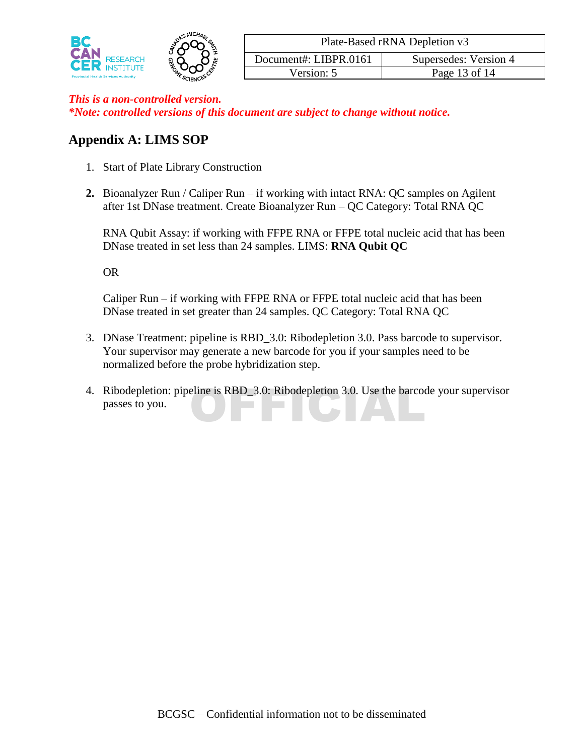*This is a non-controlled version.*
***Note: controlled versions of this document are subject to change without notice.***

## Appendix A: LIMS SOP

1. Start of Plate Library Construction

2. Bioanalyzer Run / Caliper Run – if working with intact RNA: QC samples on Agilent after 1st DNase treatment. Create Bioanalyzer Run – QC Category: Total RNA QC

   RNA Qubit Assay: if working with FFPE RNA or FFPE total nucleic acid that has been DNase treated in set less than 24 samples. LIMS: **RNA Qubit QC**

   OR

   Caliper Run – if working with FFPE RNA or FFPE total nucleic acid that has been DNase treated in set greater than 24 samples. QC Category: Total RNA QC

3. DNase Treatment: pipeline is RBD_3.0: Ribodepletion 3.0. Pass barcode to supervisor. Your supervisor may generate a new barcode for you if your samples need to be normalized before the probe hybridization step.

4. Ribodepletion: pipeline is RBD_3.0: Ribodepletion 3.0. Use the barcode your supervisor passes to you.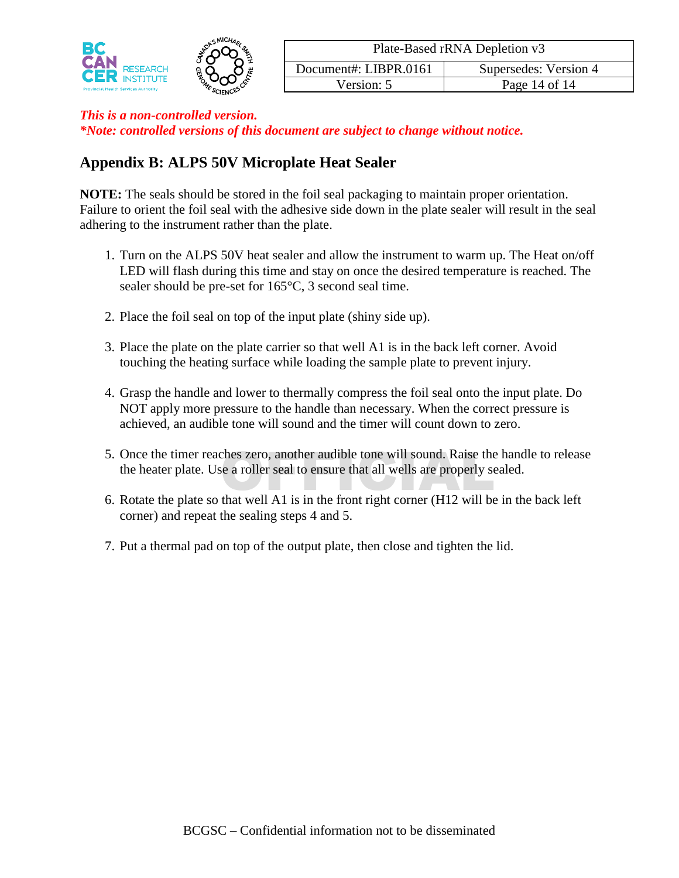*This is a non-controlled version.*
***Note: controlled versions of this document are subject to change without notice.***

## Appendix B: ALPS 50V Microplate Heat Sealer

**NOTE:** The seals should be stored in the foil seal packaging to maintain proper orientation. Failure to orient the foil seal with the adhesive side down in the plate sealer will result in the seal adhering to the instrument rather than the plate.

1. Turn on the ALPS 50V heat sealer and allow the instrument to warm up. The Heat on/off LED will flash during this time and stay on once the desired temperature is reached. The sealer should be pre-set for 165°C, 3 second seal time.

2. Place the foil seal on top of the input plate (shiny side up).

3. Place the plate on the plate carrier so that well A1 is in the back left corner. Avoid touching the heating surface while loading the sample plate to prevent injury.

4. Grasp the handle and lower to thermally compress the foil seal onto the input plate. Do NOT apply more pressure to the handle than necessary. When the correct pressure is achieved, an audible tone will sound and the timer will count down to zero.

5. Once the timer reaches zero, another audible tone will sound. Raise the handle to release the heater plate. Use a roller seal to ensure that all wells are properly sealed.

6. Rotate the plate so that well A1 is in the front right corner (H12 will be in the back left corner) and repeat the sealing steps 4 and 5.

7. Put a thermal pad on top of the output plate, then close and tighten the lid.